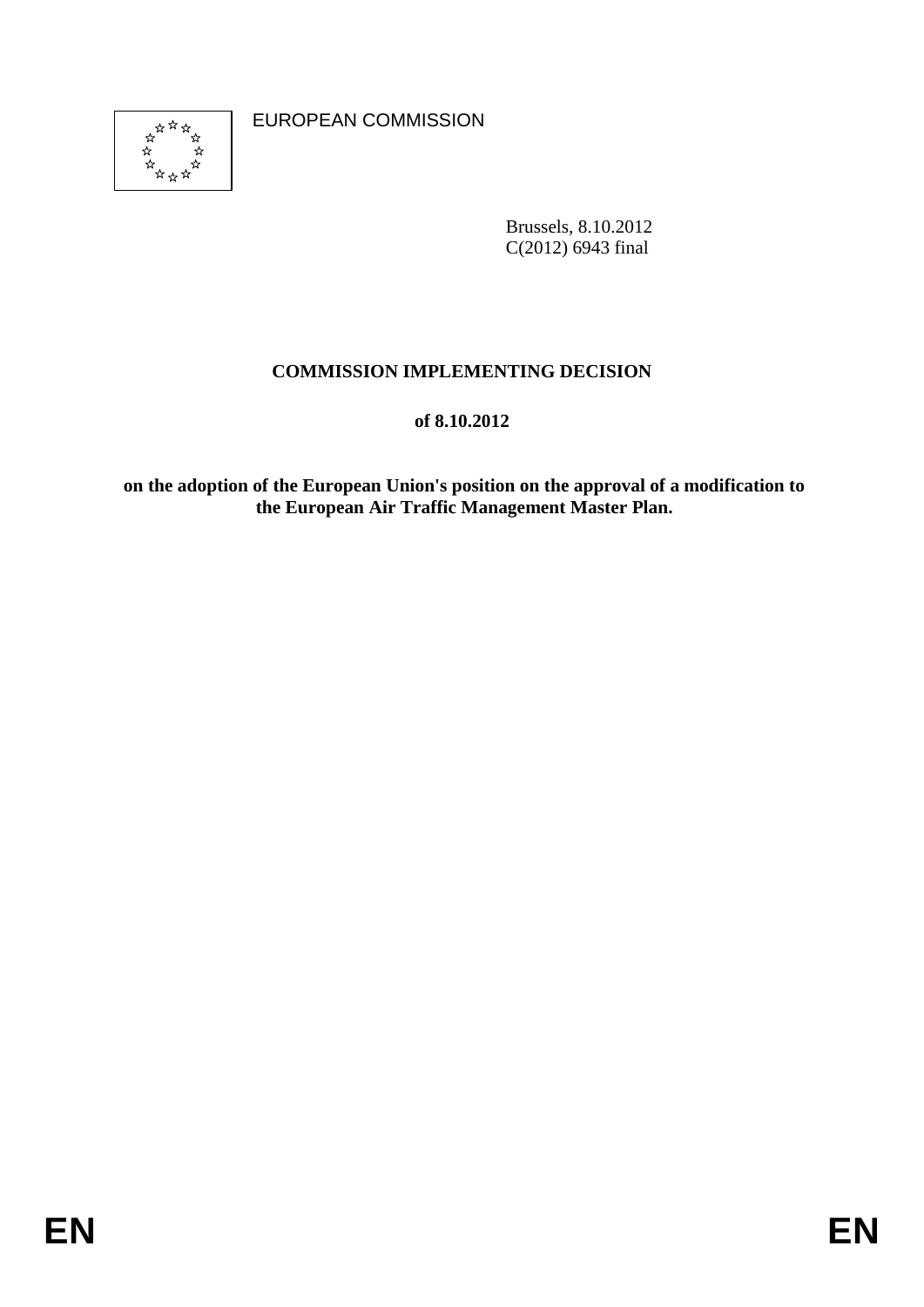EUROPEAN COMMISSION

Brussels, 8.10.2012
C(2012) 6943 final

**COMMISSION IMPLEMENTING DECISION**

**of 8.10.2012**

**on the adoption of the European Union's position on the approval of a modification to the European Air Traffic Management Master Plan.**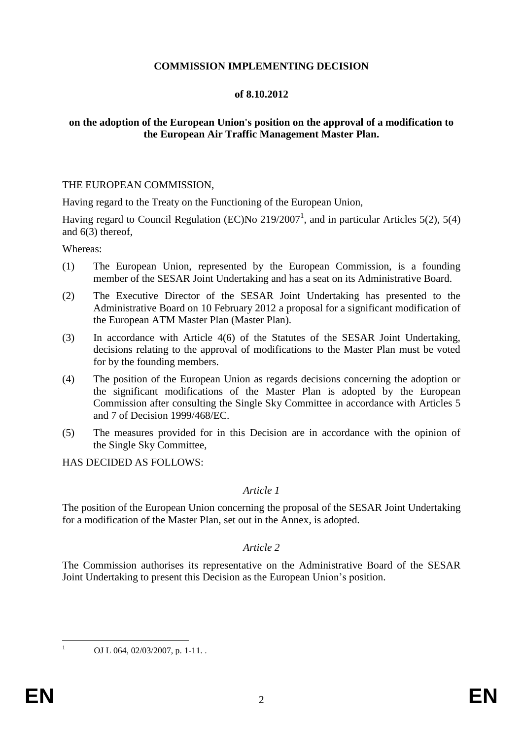**COMMISSION IMPLEMENTING DECISION**

**of 8.10.2012**

**on the adoption of the European Union's position on the approval of a modification to the European Air Traffic Management Master Plan.**

THE EUROPEAN COMMISSION,

Having regard to the Treaty on the Functioning of the European Union,

Having regard to Council Regulation (EC)No 219/2007[1], and in particular Articles 5(2), 5(4) and 6(3) thereof,

Whereas:

(1) The European Union, represented by the European Commission, is a founding member of the SESAR Joint Undertaking and has a seat on its Administrative Board.

(2) The Executive Director of the SESAR Joint Undertaking has presented to the Administrative Board on 10 February 2012 a proposal for a significant modification of the European ATM Master Plan (Master Plan).

(3) In accordance with Article 4(6) of the Statutes of the SESAR Joint Undertaking, decisions relating to the approval of modifications to the Master Plan must be voted for by the founding members.

(4) The position of the European Union as regards decisions concerning the adoption or the significant modifications of the Master Plan is adopted by the European Commission after consulting the Single Sky Committee in accordance with Articles 5 and 7 of Decision 1999/468/EC.

(5) The measures provided for in this Decision are in accordance with the opinion of the Single Sky Committee,

HAS DECIDED AS FOLLOWS:

*Article 1*

The position of the European Union concerning the proposal of the SESAR Joint Undertaking for a modification of the Master Plan, set out in the Annex, is adopted.

*Article 2*

The Commission authorises its representative on the Administrative Board of the SESAR Joint Undertaking to present this Decision as the European Union's position.

[1] OJ L 064, 02/03/2007, p. 1-11. .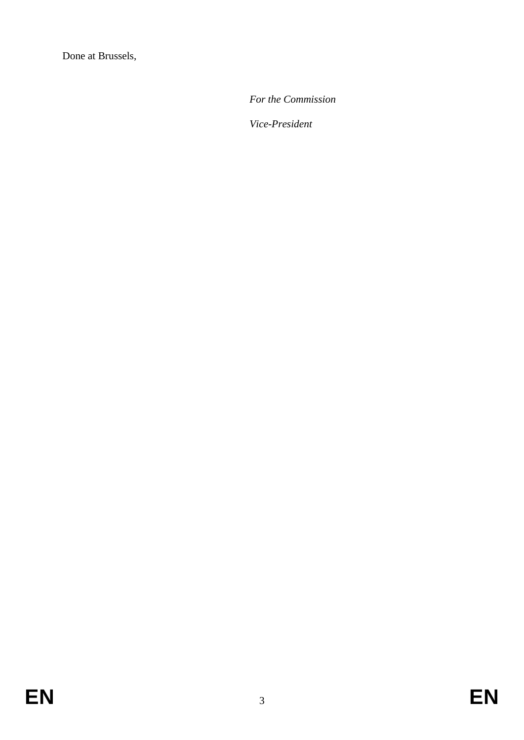Done at Brussels,

*For the Commission*

*Vice-President*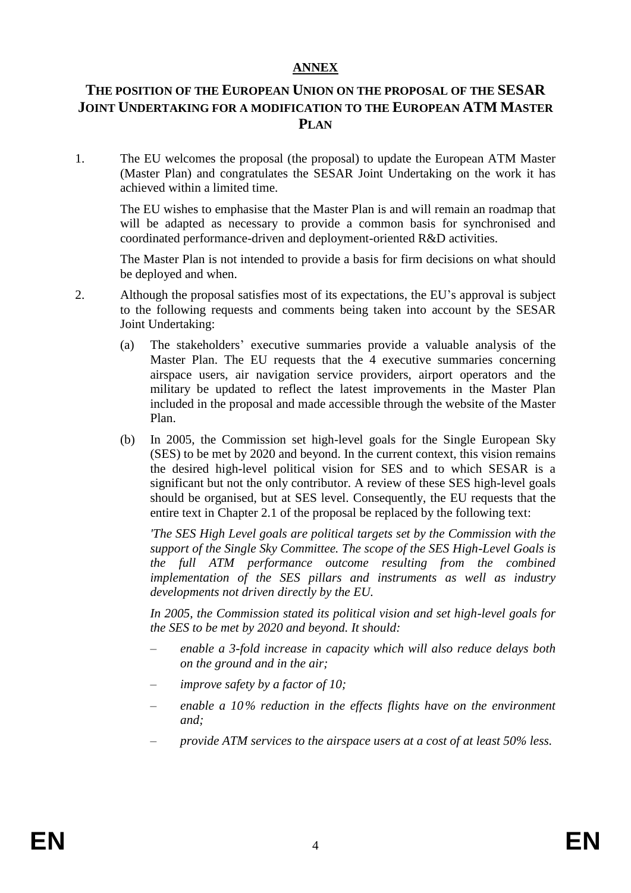**ANNEX**

# THE POSITION OF THE EUROPEAN UNION ON THE PROPOSAL OF THE SESAR JOINT UNDERTAKING FOR A MODIFICATION TO THE EUROPEAN ATM MASTER PLAN

1. The EU welcomes the proposal (the proposal) to update the European ATM Master (Master Plan) and congratulates the SESAR Joint Undertaking on the work it has achieved within a limited time.

   The EU wishes to emphasise that the Master Plan is and will remain an roadmap that will be adapted as necessary to provide a common basis for synchronised and coordinated performance-driven and deployment-oriented R&D activities.

   The Master Plan is not intended to provide a basis for firm decisions on what should be deployed and when.

2. Although the proposal satisfies most of its expectations, the EU's approval is subject to the following requests and comments being taken into account by the SESAR Joint Undertaking:

   (a) The stakeholders' executive summaries provide a valuable analysis of the Master Plan. The EU requests that the 4 executive summaries concerning airspace users, air navigation service providers, airport operators and the military be updated to reflect the latest improvements in the Master Plan included in the proposal and made accessible through the website of the Master Plan.

   (b) In 2005, the Commission set high-level goals for the Single European Sky (SES) to be met by 2020 and beyond. In the current context, this vision remains the desired high-level political vision for SES and to which SESAR is a significant but not the only contributor. A review of these SES high-level goals should be organised, but at SES level. Consequently, the EU requests that the entire text in Chapter 2.1 of the proposal be replaced by the following text:

   *'The SES High Level goals are political targets set by the Commission with the support of the Single Sky Committee. The scope of the SES High-Level Goals is the full ATM performance outcome resulting from the combined implementation of the SES pillars and instruments as well as industry developments not driven directly by the EU.*

   *In 2005, the Commission stated its political vision and set high-level goals for the SES to be met by 2020 and beyond. It should:*

   – *enable a 3-fold increase in capacity which will also reduce delays both on the ground and in the air;*

   – *improve safety by a factor of 10;*

   – *enable a 10% reduction in the effects flights have on the environment and;*

   – *provide ATM services to the airspace users at a cost of at least 50% less.*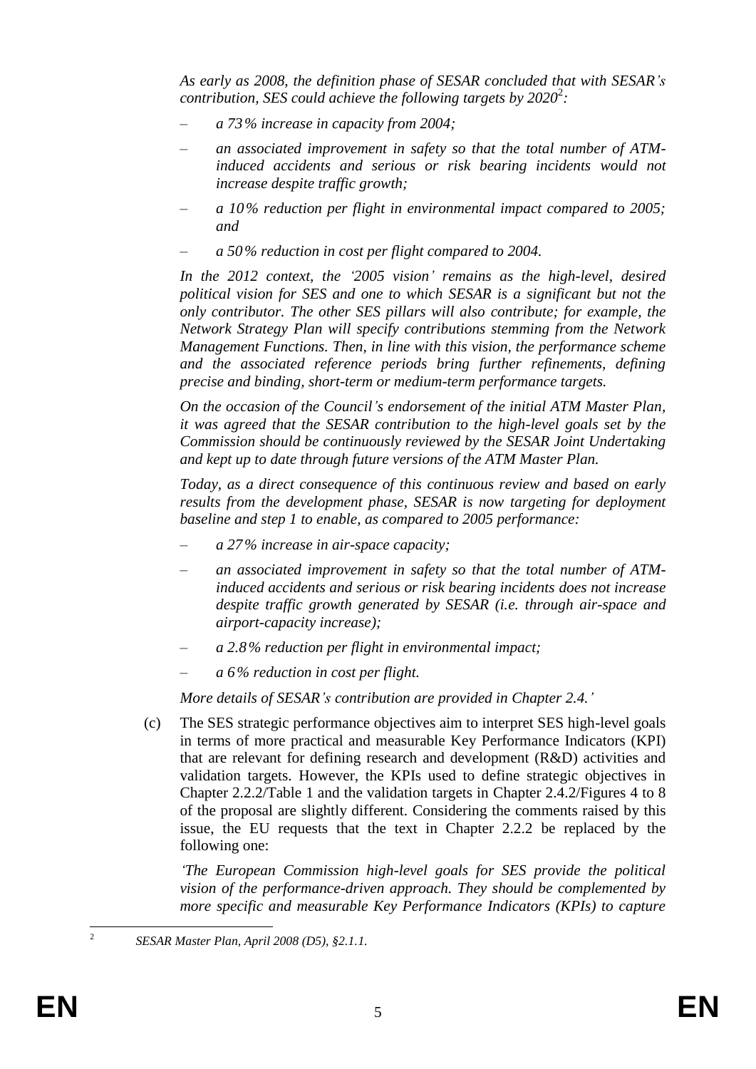*As early as 2008, the definition phase of SESAR concluded that with SESAR's contribution, SES could achieve the following targets by 2020*[2]*:*

– *a 73 % increase in capacity from 2004;*

– *an associated improvement in safety so that the total number of ATM-induced accidents and serious or risk bearing incidents would not increase despite traffic growth;*

– *a 10 % reduction per flight in environmental impact compared to 2005; and*

– *a 50 % reduction in cost per flight compared to 2004.*

*In the 2012 context, the '2005 vision' remains as the high-level, desired political vision for SES and one to which SESAR is a significant but not the only contributor. The other SES pillars will also contribute; for example, the Network Strategy Plan will specify contributions stemming from the Network Management Functions. Then, in line with this vision, the performance scheme and the associated reference periods bring further refinements, defining precise and binding, short-term or medium-term performance targets.*

*On the occasion of the Council's endorsement of the initial ATM Master Plan, it was agreed that the SESAR contribution to the high-level goals set by the Commission should be continuously reviewed by the SESAR Joint Undertaking and kept up to date through future versions of the ATM Master Plan.*

*Today, as a direct consequence of this continuous review and based on early results from the development phase, SESAR is now targeting for deployment baseline and step 1 to enable, as compared to 2005 performance:*

– *a 27 % increase in air-space capacity;*

– *an associated improvement in safety so that the total number of ATM-induced accidents and serious or risk bearing incidents does not increase despite traffic growth generated by SESAR (i.e. through air-space and airport-capacity increase);*

– *a 2.8 % reduction per flight in environmental impact;*

– *a 6 % reduction in cost per flight.*

*More details of SESAR's contribution are provided in Chapter 2.4.'*

(c) The SES strategic performance objectives aim to interpret SES high-level goals in terms of more practical and measurable Key Performance Indicators (KPI) that are relevant for defining research and development (R&D) activities and validation targets. However, the KPIs used to define strategic objectives in Chapter 2.2.2/Table 1 and the validation targets in Chapter 2.4.2/Figures 4 to 8 of the proposal are slightly different. Considering the comments raised by this issue, the EU requests that the text in Chapter 2.2.2 be replaced by the following one:

*'The European Commission high-level goals for SES provide the political vision of the performance-driven approach. They should be complemented by more specific and measurable Key Performance Indicators (KPIs) to capture*

[2] *SESAR Master Plan, April 2008 (D5), §2.1.1.*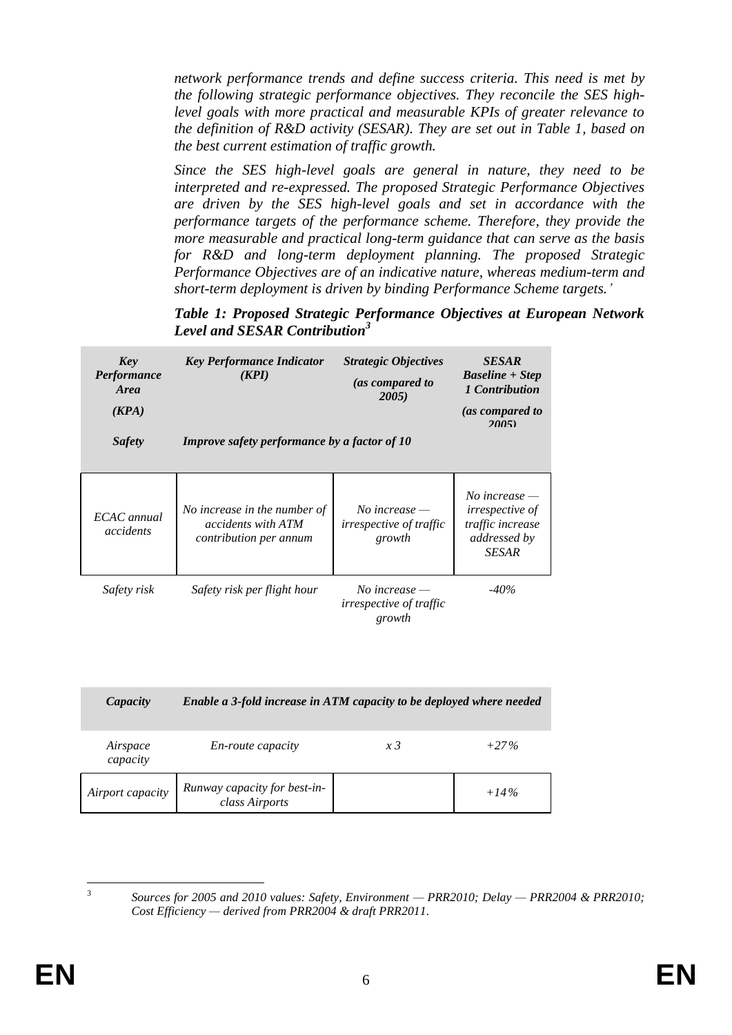*network performance trends and define success criteria. This need is met by the following strategic performance objectives. They reconcile the SES high-level goals with more practical and measurable KPIs of greater relevance to the definition of R&D activity (SESAR). They are set out in Table 1, based on the best current estimation of traffic growth.*

*Since the SES high-level goals are general in nature, they need to be interpreted and re-expressed. The proposed Strategic Performance Objectives are driven by the SES high-level goals and set in accordance with the performance targets of the performance scheme. Therefore, they provide the more measurable and practical long-term guidance that can serve as the basis for R&D and long-term deployment planning. The proposed Strategic Performance Objectives are of an indicative nature, whereas medium-term and short-term deployment is driven by binding Performance Scheme targets.'*

***Table 1: Proposed Strategic Performance Objectives at European Network Level and SESAR Contribution[3]***

| ***Key Performance Area (KPA)*** | ***Key Performance Indicator (KPI)*** | ***Strategic Objectives** (as compared to 2005)* | ***SESAR Baseline + Step 1 Contribution** (as compared to 2005)* |
|---|---|---|---|
| ***Safety*** | ***Improve safety performance by a factor of 10*** | | |
| *ECAC annual accidents* | *No increase in the number of accidents with ATM contribution per annum* | *No increase — irrespective of traffic growth* | *No increase — irrespective of traffic increase addressed by SESAR* |
| *Safety risk* | *Safety risk per flight hour* | *No increase — irrespective of traffic growth* | *-40%* |
| ***Capacity*** | ***Enable a 3-fold increase in ATM capacity to be deployed where needed*** | | |
| *Airspace capacity* | *En-route capacity* | *x 3* | *+27%* |
| *Airport capacity* | *Runway capacity for best-in-class Airports* | | *+14%* |

[3] *Sources for 2005 and 2010 values: Safety, Environment — PRR2010; Delay — PRR2004 & PRR2010; Cost Efficiency — derived from PRR2004 & draft PRR2011.*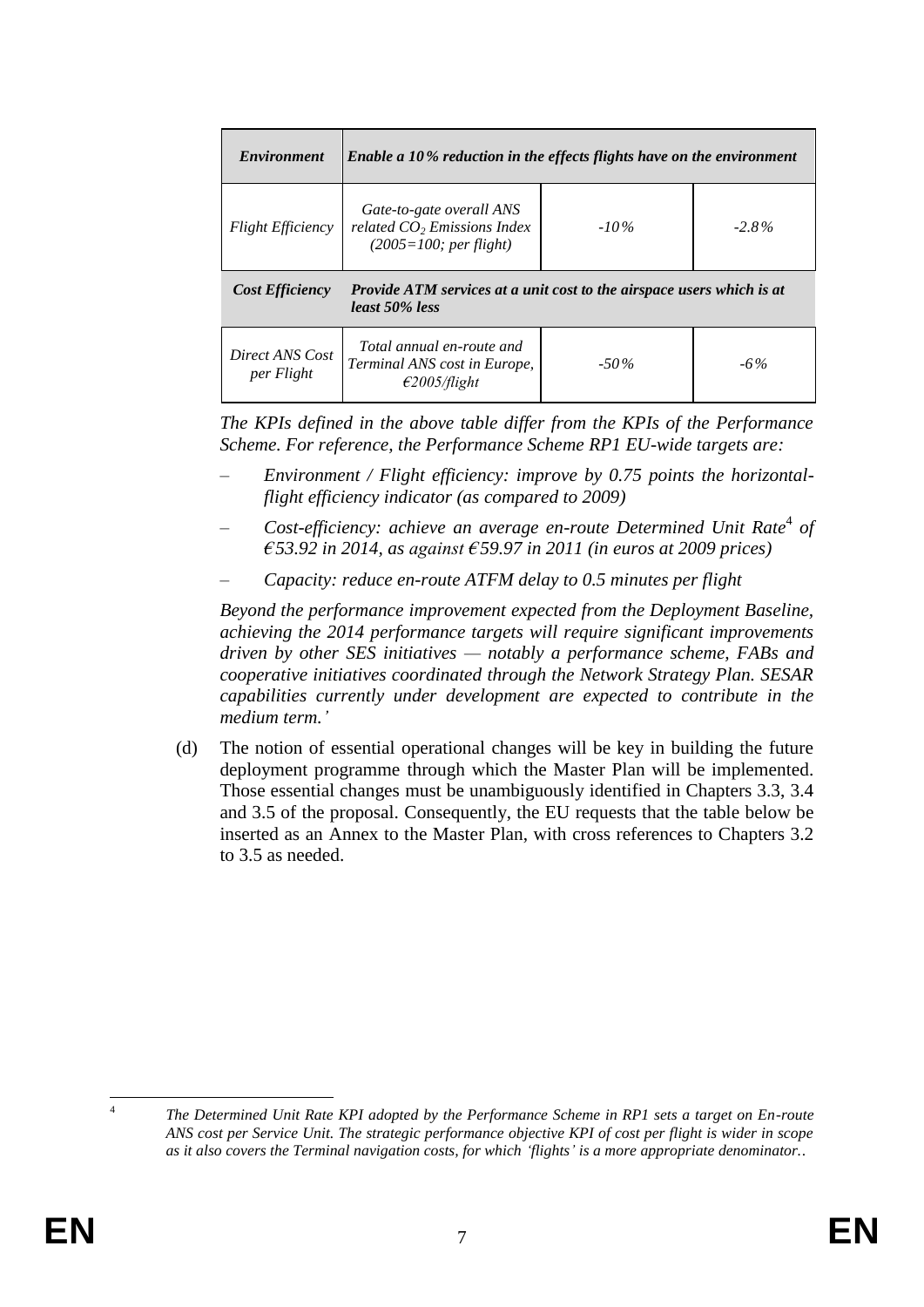| *Environment* | *Enable a 10% reduction in the effects flights have on the environment* | | |
|---|---|---|---|
| *Flight Efficiency* | *Gate-to-gate overall ANS related $CO_2$ Emissions Index (2005=100; per flight)* | *-10%* | *-2.8%* |
| ***Cost Efficiency*** | ***Provide ATM services at a unit cost to the airspace users which is at least 50% less*** | | |
| *Direct ANS Cost per Flight* | *Total annual en-route and Terminal ANS cost in Europe, €2005/flight* | *-50%* | *-6%* |

*The KPIs defined in the above table differ from the KPIs of the Performance Scheme. For reference, the Performance Scheme RP1 EU-wide targets are:*

- *Environment / Flight efficiency: improve by 0.75 points the horizontal-flight efficiency indicator (as compared to 2009)*
- *Cost-efficiency: achieve an average en-route Determined Unit Rate[4] of €53.92 in 2014, as against €59.97 in 2011 (in euros at 2009 prices)*
- *Capacity: reduce en-route ATFM delay to 0.5 minutes per flight*

*Beyond the performance improvement expected from the Deployment Baseline, achieving the 2014 performance targets will require significant improvements driven by other SES initiatives — notably a performance scheme, FABs and cooperative initiatives coordinated through the Network Strategy Plan. SESAR capabilities currently under development are expected to contribute in the medium term.'*

(d) The notion of essential operational changes will be key in building the future deployment programme through which the Master Plan will be implemented. Those essential changes must be unambiguously identified in Chapters 3.3, 3.4 and 3.5 of the proposal. Consequently, the EU requests that the table below be inserted as an Annex to the Master Plan, with cross references to Chapters 3.2 to 3.5 as needed.

---

[4] *The Determined Unit Rate KPI adopted by the Performance Scheme in RP1 sets a target on En-route ANS cost per Service Unit. The strategic performance objective KPI of cost per flight is wider in scope as it also covers the Terminal navigation costs, for which 'flights' is a more appropriate denominator..*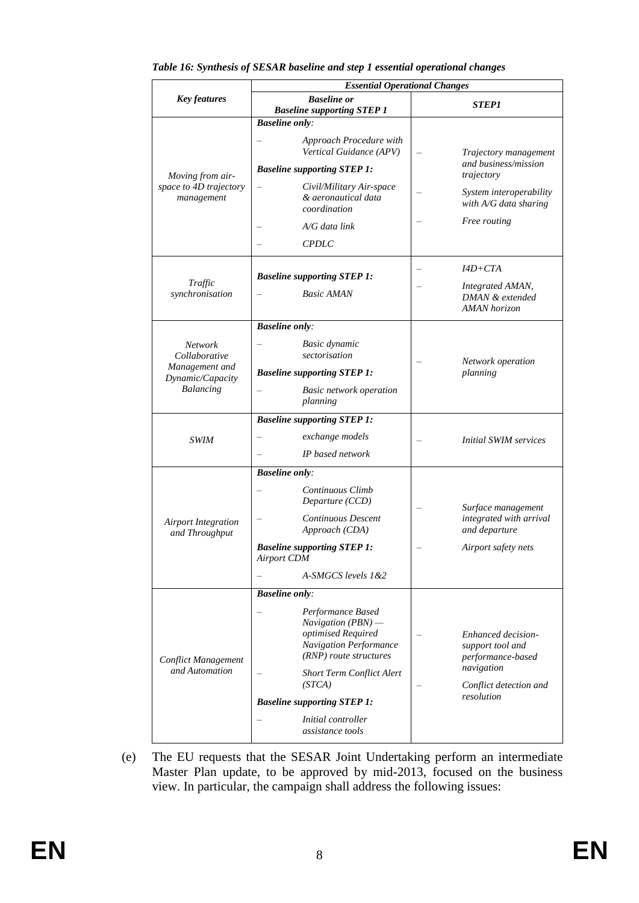*Table 16: Synthesis of SESAR baseline and step 1 essential operational changes*

| *Key features* | *Essential Operational Changes* | |
|---|---|---|
| | ***Baseline or Baseline supporting STEP 1*** | ***STEP1*** |
| *Moving from air-space to 4D trajectory management* | ***Baseline only:*** <br> – *Approach Procedure with Vertical Guidance (APV)* <br> ***Baseline supporting STEP 1:*** <br> – *Civil/Military Air-space & aeronautical data coordination* <br> – *A/G data link* <br> – *CPDLC* | – *Trajectory management and business/mission trajectory* <br> – *System interoperability with A/G data sharing* <br> – *Free routing* |
| *Traffic synchronisation* | ***Baseline supporting STEP 1:*** <br> – *Basic AMAN* | – *I4D+CTA* <br> – *Integrated AMAN, DMAN & extended AMAN horizon* |
| *Network Collaborative Management and Dynamic/Capacity Balancing* | ***Baseline only:*** <br> – *Basic dynamic sectorisation* <br> ***Baseline supporting STEP 1:*** <br> – *Basic network operation planning* | – *Network operation planning* |
| *SWIM* | ***Baseline supporting STEP 1:*** <br> – *exchange models* <br> – *IP based network* | – *Initial SWIM services* |
| *Airport Integration and Throughput* | ***Baseline only:*** <br> – *Continuous Climb Departure (CCD)* <br> – *Continuous Descent Approach (CDA)* <br> ***Baseline supporting STEP 1:*** *Airport CDM* <br> – *A-SMGCS levels 1&2* | – *Surface management integrated with arrival and departure* <br> – *Airport safety nets* |
| *Conflict Management and Automation* | ***Baseline only:*** <br> – *Performance Based Navigation (PBN) — optimised Required Navigation Performance (RNP) route structures* <br> – *Short Term Conflict Alert (STCA)* <br> ***Baseline supporting STEP 1:*** <br> – *Initial controller assistance tools* | – *Enhanced decision-support tool and performance-based navigation* <br> – *Conflict detection and resolution* |

(e) The EU requests that the SESAR Joint Undertaking perform an intermediate Master Plan update, to be approved by mid-2013, focused on the business view. In particular, the campaign shall address the following issues: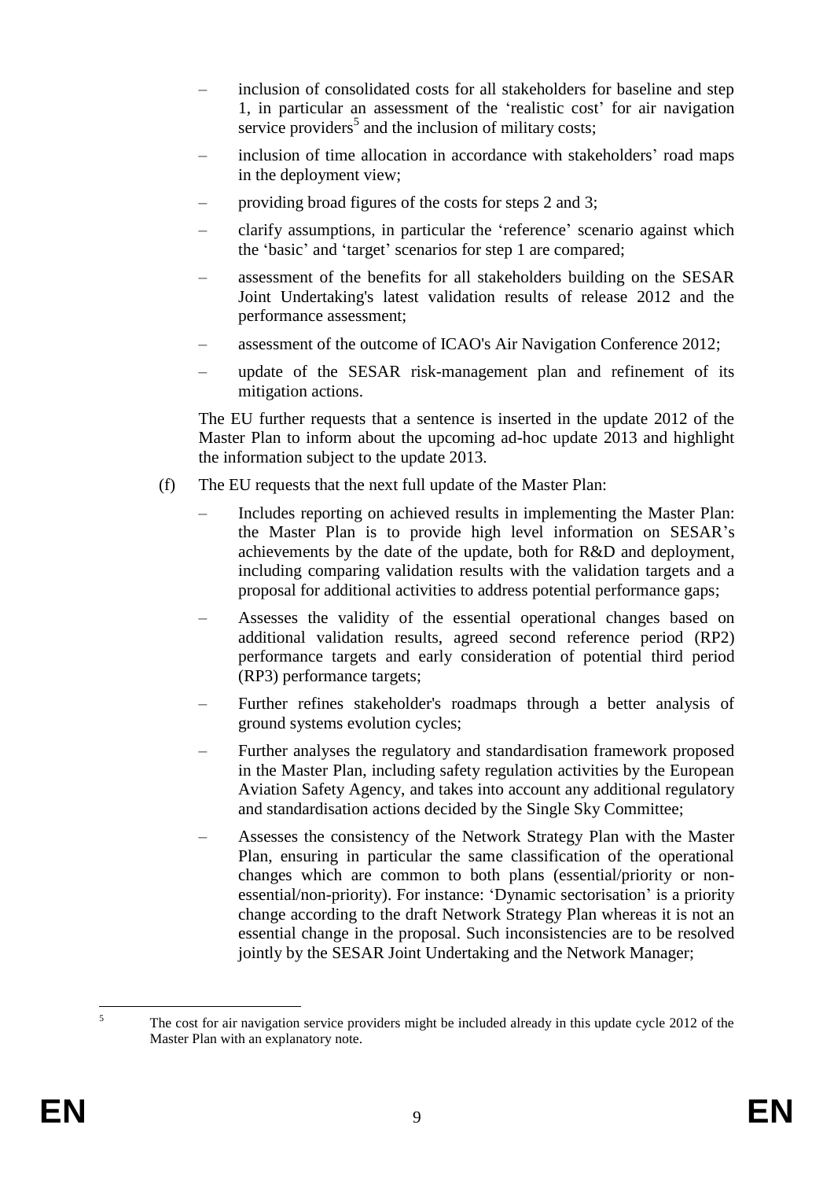- inclusion of consolidated costs for all stakeholders for baseline and step 1, in particular an assessment of the 'realistic cost' for air navigation service providers[5] and the inclusion of military costs;
- inclusion of time allocation in accordance with stakeholders' road maps in the deployment view;
- providing broad figures of the costs for steps 2 and 3;
- clarify assumptions, in particular the 'reference' scenario against which the 'basic' and 'target' scenarios for step 1 are compared;
- assessment of the benefits for all stakeholders building on the SESAR Joint Undertaking's latest validation results of release 2012 and the performance assessment;
- assessment of the outcome of ICAO's Air Navigation Conference 2012;
- update of the SESAR risk-management plan and refinement of its mitigation actions.

The EU further requests that a sentence is inserted in the update 2012 of the Master Plan to inform about the upcoming ad-hoc update 2013 and highlight the information subject to the update 2013.

(f) The EU requests that the next full update of the Master Plan:

- Includes reporting on achieved results in implementing the Master Plan: the Master Plan is to provide high level information on SESAR's achievements by the date of the update, both for R&D and deployment, including comparing validation results with the validation targets and a proposal for additional activities to address potential performance gaps;
- Assesses the validity of the essential operational changes based on additional validation results, agreed second reference period (RP2) performance targets and early consideration of potential third period (RP3) performance targets;
- Further refines stakeholder's roadmaps through a better analysis of ground systems evolution cycles;
- Further analyses the regulatory and standardisation framework proposed in the Master Plan, including safety regulation activities by the European Aviation Safety Agency, and takes into account any additional regulatory and standardisation actions decided by the Single Sky Committee;
- Assesses the consistency of the Network Strategy Plan with the Master Plan, ensuring in particular the same classification of the operational changes which are common to both plans (essential/priority or non-essential/non-priority). For instance: 'Dynamic sectorisation' is a priority change according to the draft Network Strategy Plan whereas it is not an essential change in the proposal. Such inconsistencies are to be resolved jointly by the SESAR Joint Undertaking and the Network Manager;

[5] The cost for air navigation service providers might be included already in this update cycle 2012 of the Master Plan with an explanatory note.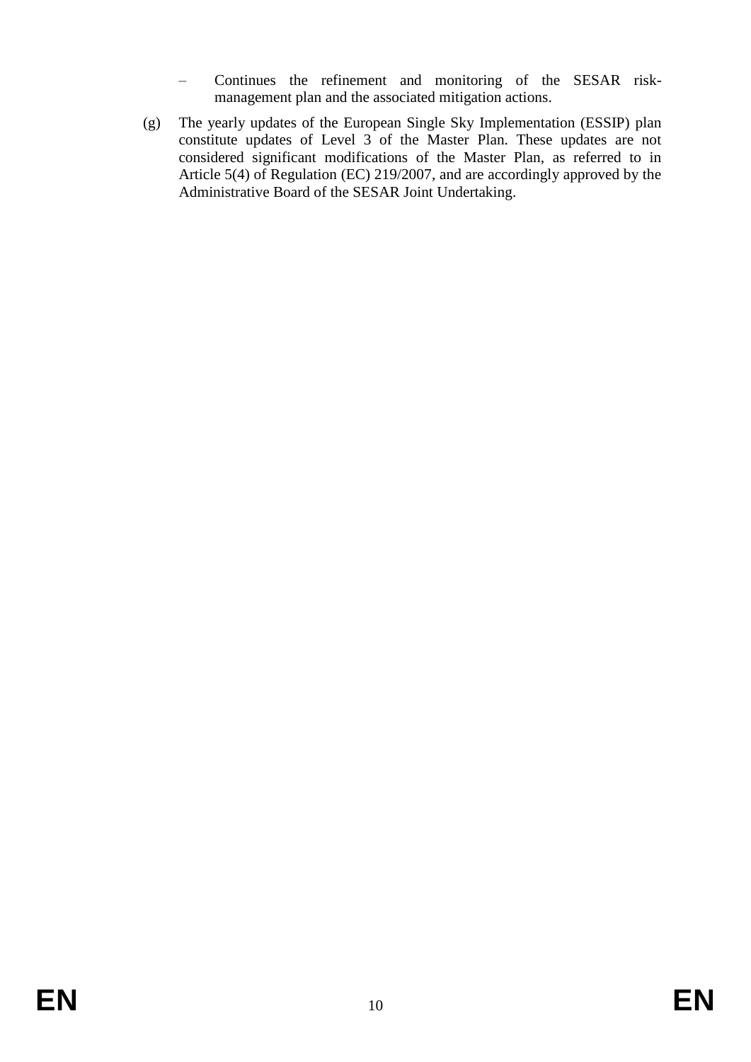– Continues the refinement and monitoring of the SESAR risk-management plan and the associated mitigation actions.

(g) The yearly updates of the European Single Sky Implementation (ESSIP) plan constitute updates of Level 3 of the Master Plan. These updates are not considered significant modifications of the Master Plan, as referred to in Article 5(4) of Regulation (EC) 219/2007, and are accordingly approved by the Administrative Board of the SESAR Joint Undertaking.